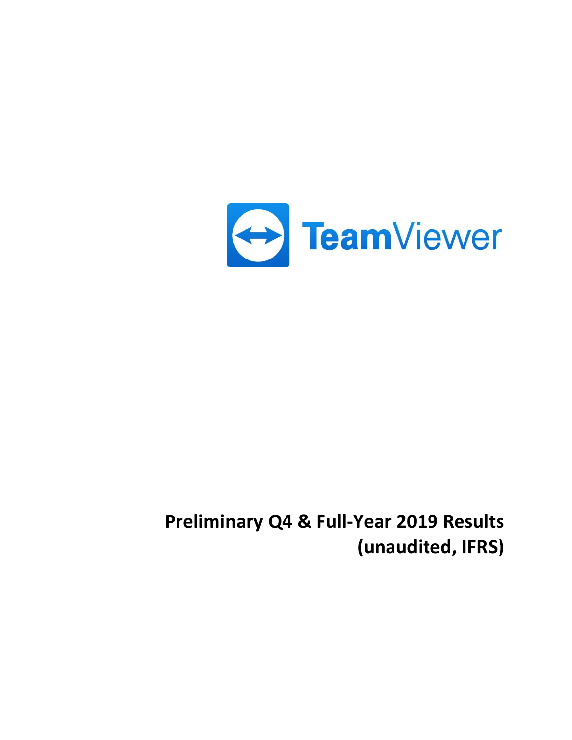TeamViewer

# Preliminary Q4 & Full-Year 2019 Results (unaudited, IFRS)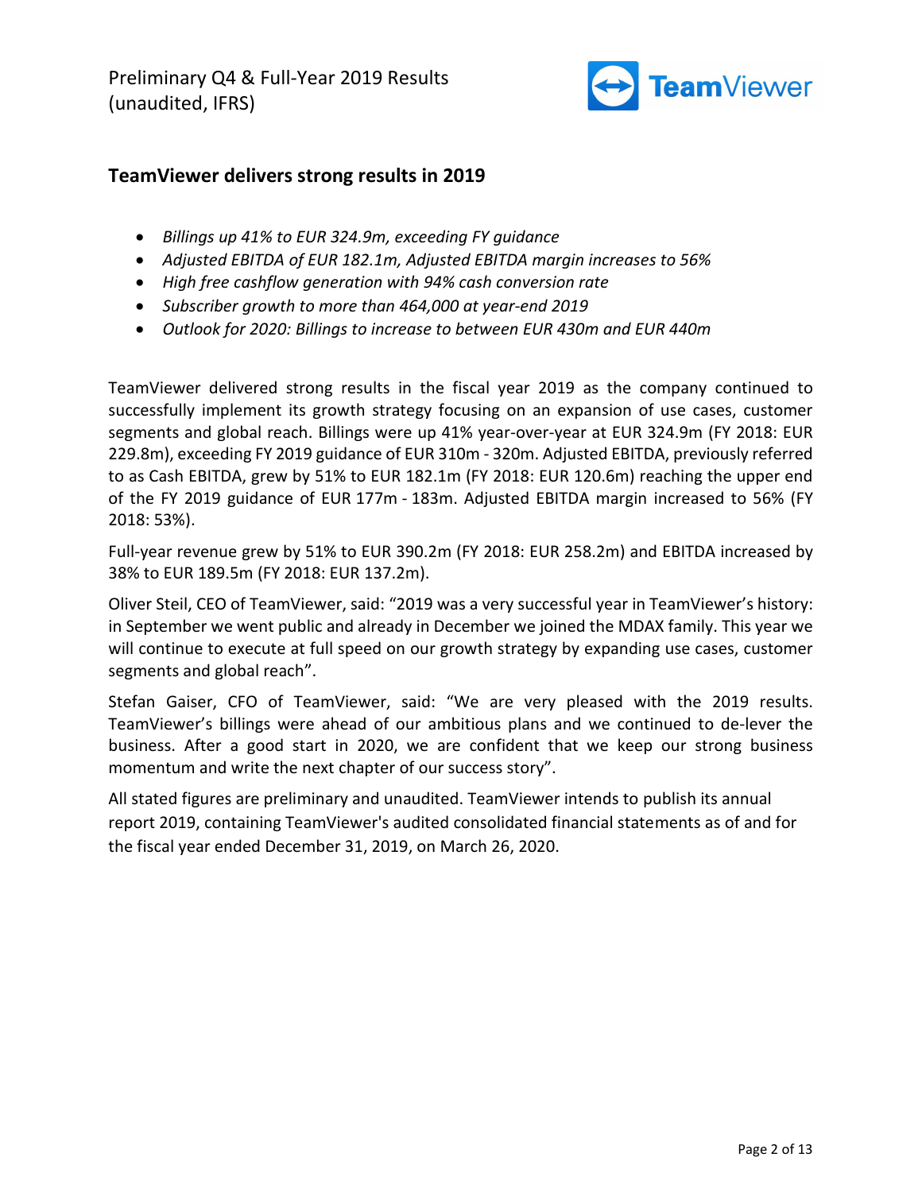## TeamViewer delivers strong results in 2019

- *Billings up 41% to EUR 324.9m, exceeding FY guidance*
- *Adjusted EBITDA of EUR 182.1m, Adjusted EBITDA margin increases to 56%*
- *High free cashflow generation with 94% cash conversion rate*
- *Subscriber growth to more than 464,000 at year-end 2019*
- *Outlook for 2020: Billings to increase to between EUR 430m and EUR 440m*

TeamViewer delivered strong results in the fiscal year 2019 as the company continued to successfully implement its growth strategy focusing on an expansion of use cases, customer segments and global reach. Billings were up 41% year-over-year at EUR 324.9m (FY 2018: EUR 229.8m), exceeding FY 2019 guidance of EUR 310m - 320m. Adjusted EBITDA, previously referred to as Cash EBITDA, grew by 51% to EUR 182.1m (FY 2018: EUR 120.6m) reaching the upper end of the FY 2019 guidance of EUR 177m - 183m. Adjusted EBITDA margin increased to 56% (FY 2018: 53%).

Full-year revenue grew by 51% to EUR 390.2m (FY 2018: EUR 258.2m) and EBITDA increased by 38% to EUR 189.5m (FY 2018: EUR 137.2m).

Oliver Steil, CEO of TeamViewer, said: "2019 was a very successful year in TeamViewer's history: in September we went public and already in December we joined the MDAX family. This year we will continue to execute at full speed on our growth strategy by expanding use cases, customer segments and global reach".

Stefan Gaiser, CFO of TeamViewer, said: "We are very pleased with the 2019 results. TeamViewer's billings were ahead of our ambitious plans and we continued to de-lever the business. After a good start in 2020, we are confident that we keep our strong business momentum and write the next chapter of our success story".

All stated figures are preliminary and unaudited. TeamViewer intends to publish its annual report 2019, containing TeamViewer's audited consolidated financial statements as of and for the fiscal year ended December 31, 2019, on March 26, 2020.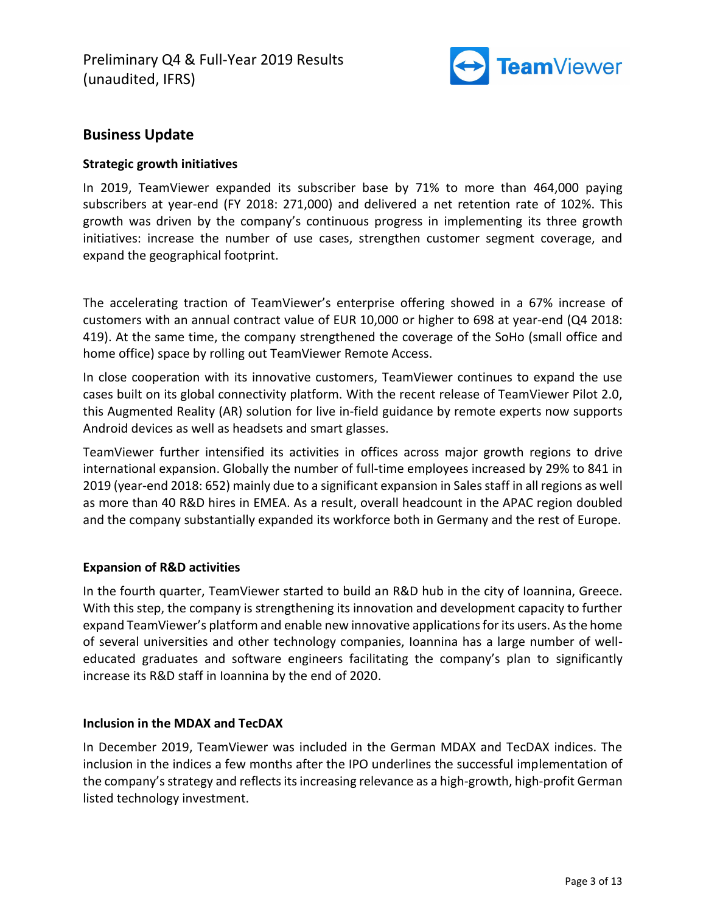## Business Update

### Strategic growth initiatives

In 2019, TeamViewer expanded its subscriber base by 71% to more than 464,000 paying subscribers at year-end (FY 2018: 271,000) and delivered a net retention rate of 102%. This growth was driven by the company's continuous progress in implementing its three growth initiatives: increase the number of use cases, strengthen customer segment coverage, and expand the geographical footprint.

The accelerating traction of TeamViewer's enterprise offering showed in a 67% increase of customers with an annual contract value of EUR 10,000 or higher to 698 at year-end (Q4 2018: 419). At the same time, the company strengthened the coverage of the SoHo (small office and home office) space by rolling out TeamViewer Remote Access.

In close cooperation with its innovative customers, TeamViewer continues to expand the use cases built on its global connectivity platform. With the recent release of TeamViewer Pilot 2.0, this Augmented Reality (AR) solution for live in-field guidance by remote experts now supports Android devices as well as headsets and smart glasses.

TeamViewer further intensified its activities in offices across major growth regions to drive international expansion. Globally the number of full-time employees increased by 29% to 841 in 2019 (year-end 2018: 652) mainly due to a significant expansion in Sales staff in all regions as well as more than 40 R&D hires in EMEA. As a result, overall headcount in the APAC region doubled and the company substantially expanded its workforce both in Germany and the rest of Europe.

### Expansion of R&D activities

In the fourth quarter, TeamViewer started to build an R&D hub in the city of Ioannina, Greece. With this step, the company is strengthening its innovation and development capacity to further expand TeamViewer's platform and enable new innovative applications for its users. As the home of several universities and other technology companies, Ioannina has a large number of well-educated graduates and software engineers facilitating the company's plan to significantly increase its R&D staff in Ioannina by the end of 2020.

### Inclusion in the MDAX and TecDAX

In December 2019, TeamViewer was included in the German MDAX and TecDAX indices. The inclusion in the indices a few months after the IPO underlines the successful implementation of the company's strategy and reflects its increasing relevance as a high-growth, high-profit German listed technology investment.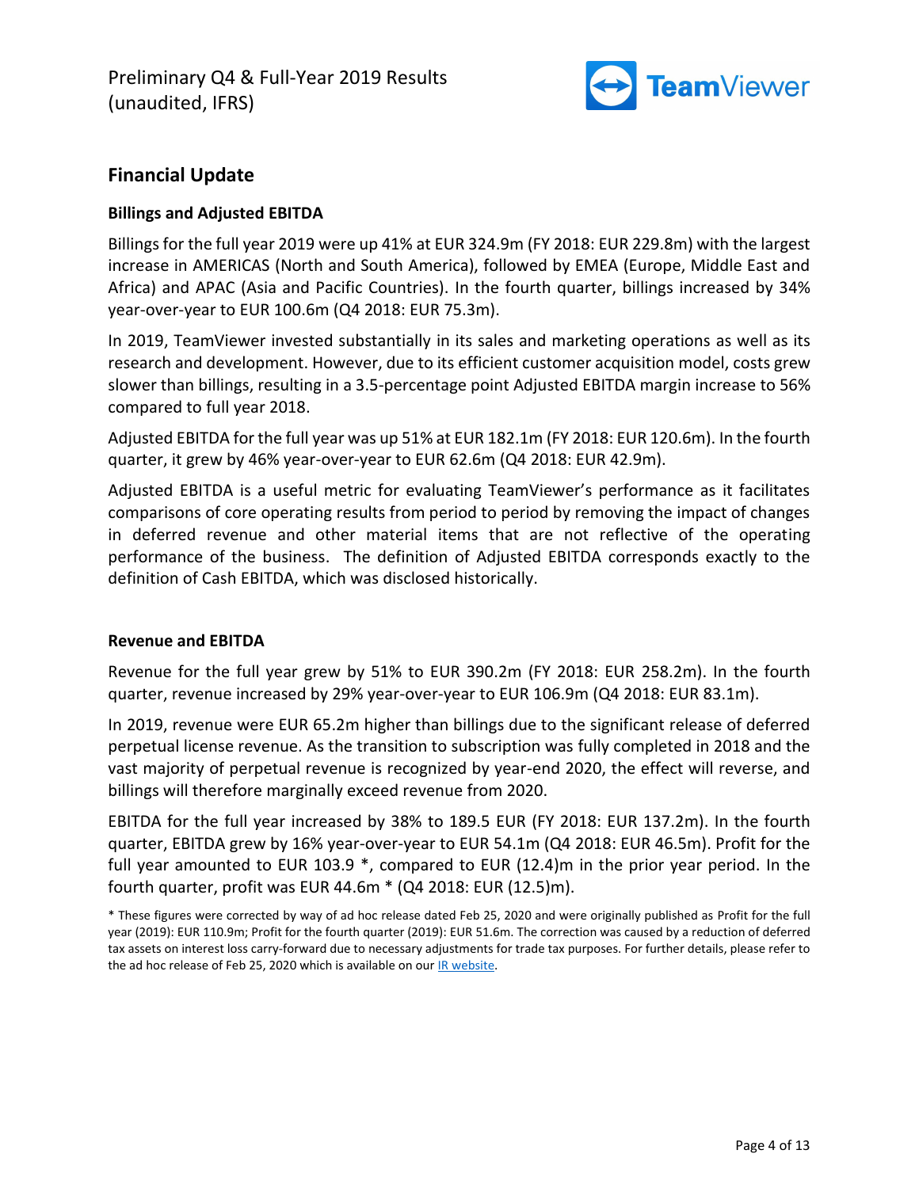## Financial Update

### Billings and Adjusted EBITDA

Billings for the full year 2019 were up 41% at EUR 324.9m (FY 2018: EUR 229.8m) with the largest increase in AMERICAS (North and South America), followed by EMEA (Europe, Middle East and Africa) and APAC (Asia and Pacific Countries). In the fourth quarter, billings increased by 34% year-over-year to EUR 100.6m (Q4 2018: EUR 75.3m).

In 2019, TeamViewer invested substantially in its sales and marketing operations as well as its research and development. However, due to its efficient customer acquisition model, costs grew slower than billings, resulting in a 3.5-percentage point Adjusted EBITDA margin increase to 56% compared to full year 2018.

Adjusted EBITDA for the full year was up 51% at EUR 182.1m (FY 2018: EUR 120.6m). In the fourth quarter, it grew by 46% year-over-year to EUR 62.6m (Q4 2018: EUR 42.9m).

Adjusted EBITDA is a useful metric for evaluating TeamViewer's performance as it facilitates comparisons of core operating results from period to period by removing the impact of changes in deferred revenue and other material items that are not reflective of the operating performance of the business. The definition of Adjusted EBITDA corresponds exactly to the definition of Cash EBITDA, which was disclosed historically.

### Revenue and EBITDA

Revenue for the full year grew by 51% to EUR 390.2m (FY 2018: EUR 258.2m). In the fourth quarter, revenue increased by 29% year-over-year to EUR 106.9m (Q4 2018: EUR 83.1m).

In 2019, revenue were EUR 65.2m higher than billings due to the significant release of deferred perpetual license revenue. As the transition to subscription was fully completed in 2018 and the vast majority of perpetual revenue is recognized by year-end 2020, the effect will reverse, and billings will therefore marginally exceed revenue from 2020.

EBITDA for the full year increased by 38% to 189.5 EUR (FY 2018: EUR 137.2m). In the fourth quarter, EBITDA grew by 16% year-over-year to EUR 54.1m (Q4 2018: EUR 46.5m). Profit for the full year amounted to EUR 103.9 *, compared to EUR (12.4)m in the prior year period. In the fourth quarter, profit was EUR 44.6m * (Q4 2018: EUR (12.5)m).

* These figures were corrected by way of ad hoc release dated Feb 25, 2020 and were originally published as Profit for the full year (2019): EUR 110.9m; Profit for the fourth quarter (2019): EUR 51.6m. The correction was caused by a reduction of deferred tax assets on interest loss carry-forward due to necessary adjustments for trade tax purposes. For further details, please refer to the ad hoc release of Feb 25, 2020 which is available on our IR website.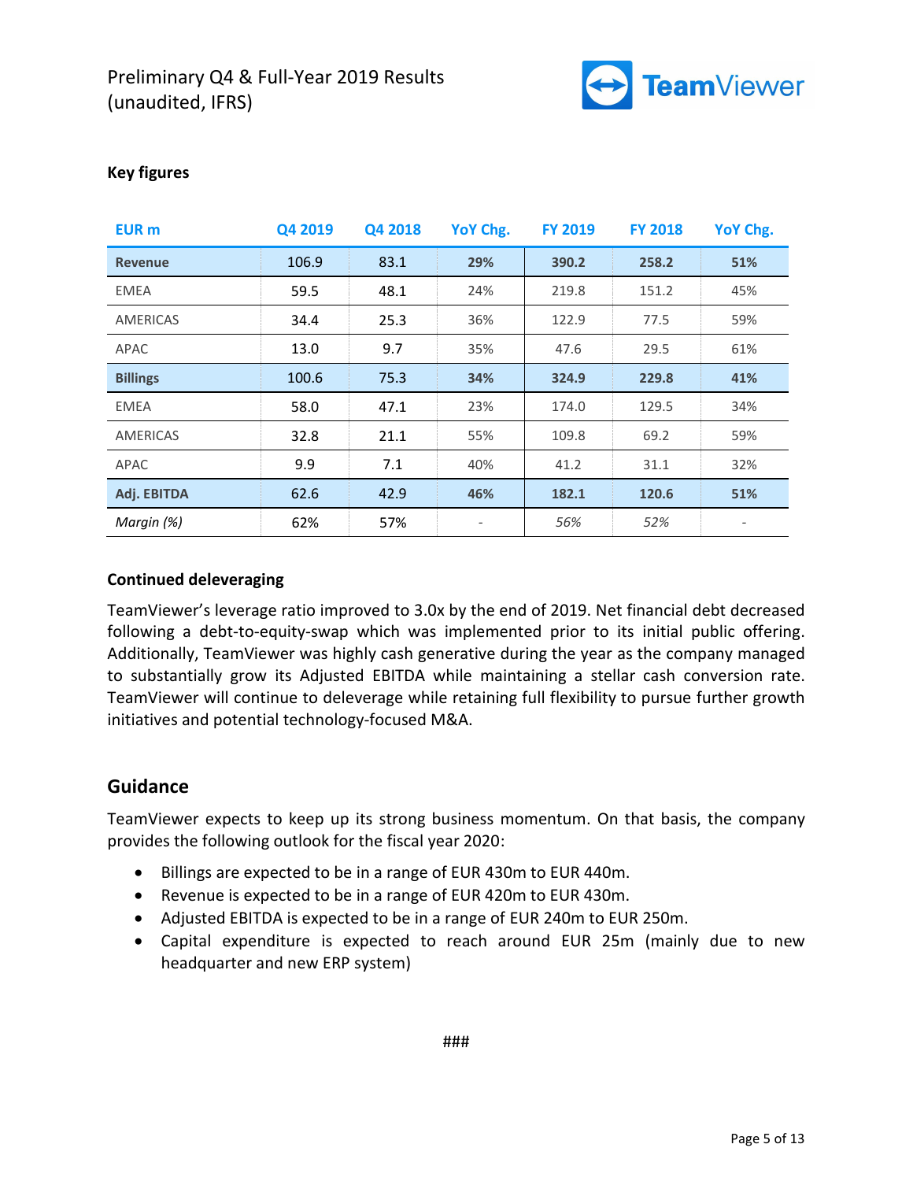**Key figures**

| EUR m | Q4 2019 | Q4 2018 | YoY Chg. | FY 2019 | FY 2018 | YoY Chg. |
|---|---|---|---|---|---|---|
| **Revenue** | 106.9 | 83.1 | **29%** | **390.2** | **258.2** | **51%** |
| EMEA | 59.5 | 48.1 | 24% | 219.8 | 151.2 | 45% |
| AMERICAS | 34.4 | 25.3 | 36% | 122.9 | 77.5 | 59% |
| APAC | 13.0 | 9.7 | 35% | 47.6 | 29.5 | 61% |
| **Billings** | 100.6 | 75.3 | **34%** | **324.9** | **229.8** | **41%** |
| EMEA | 58.0 | 47.1 | 23% | 174.0 | 129.5 | 34% |
| AMERICAS | 32.8 | 21.1 | 55% | 109.8 | 69.2 | 59% |
| APAC | 9.9 | 7.1 | 40% | 41.2 | 31.1 | 32% |
| **Adj. EBITDA** | 62.6 | 42.9 | **46%** | **182.1** | **120.6** | **51%** |
| *Margin (%)* | 62% | 57% | - | *56%* | *52%* | - |

**Continued deleveraging**

TeamViewer's leverage ratio improved to 3.0x by the end of 2019. Net financial debt decreased following a debt-to-equity-swap which was implemented prior to its initial public offering. Additionally, TeamViewer was highly cash generative during the year as the company managed to substantially grow its Adjusted EBITDA while maintaining a stellar cash conversion rate. TeamViewer will continue to deleverage while retaining full flexibility to pursue further growth initiatives and potential technology-focused M&A.

## Guidance

TeamViewer expects to keep up its strong business momentum. On that basis, the company provides the following outlook for the fiscal year 2020:

- Billings are expected to be in a range of EUR 430m to EUR 440m.
- Revenue is expected to be in a range of EUR 420m to EUR 430m.
- Adjusted EBITDA is expected to be in a range of EUR 240m to EUR 250m.
- Capital expenditure is expected to reach around EUR 25m (mainly due to new headquarter and new ERP system)

###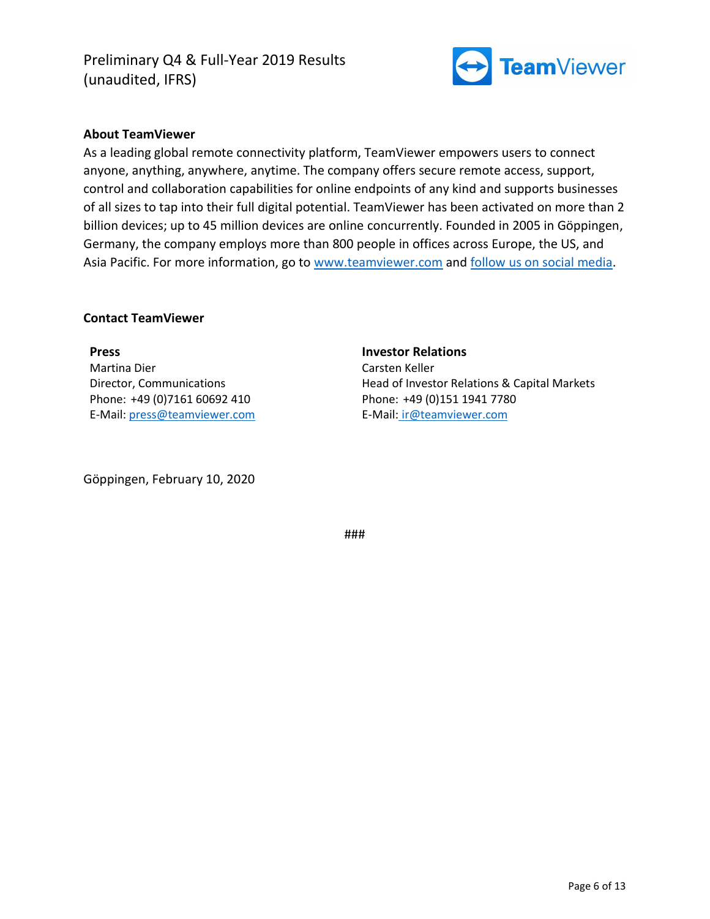## About TeamViewer

As a leading global remote connectivity platform, TeamViewer empowers users to connect anyone, anything, anywhere, anytime. The company offers secure remote access, support, control and collaboration capabilities for online endpoints of any kind and supports businesses of all sizes to tap into their full digital potential. TeamViewer has been activated on more than 2 billion devices; up to 45 million devices are online concurrently. Founded in 2005 in Göppingen, Germany, the company employs more than 800 people in offices across Europe, the US, and Asia Pacific. For more information, go to www.teamviewer.com and follow us on social media.

## Contact TeamViewer

**Press**
Martina Dier
Director, Communications
Phone: +49 (0)7161 60692 410
E-Mail: press@teamviewer.com

**Investor Relations**
Carsten Keller
Head of Investor Relations & Capital Markets
Phone: +49 (0)151 1941 7780
E-Mail: ir@teamviewer.com

Göppingen, February 10, 2020

###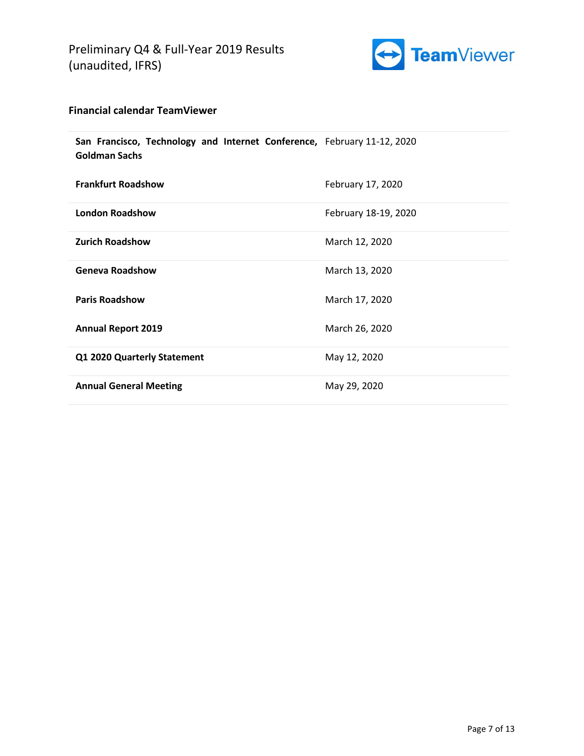### Financial calendar TeamViewer

| | |
|---|---|
| **San Francisco, Technology and Internet Conference, Goldman Sachs** | February 11-12, 2020 |
| **Frankfurt Roadshow** | February 17, 2020 |
| **London Roadshow** | February 18-19, 2020 |
| **Zurich Roadshow** | March 12, 2020 |
| **Geneva Roadshow** | March 13, 2020 |
| **Paris Roadshow** | March 17, 2020 |
| **Annual Report 2019** | March 26, 2020 |
| **Q1 2020 Quarterly Statement** | May 12, 2020 |
| **Annual General Meeting** | May 29, 2020 |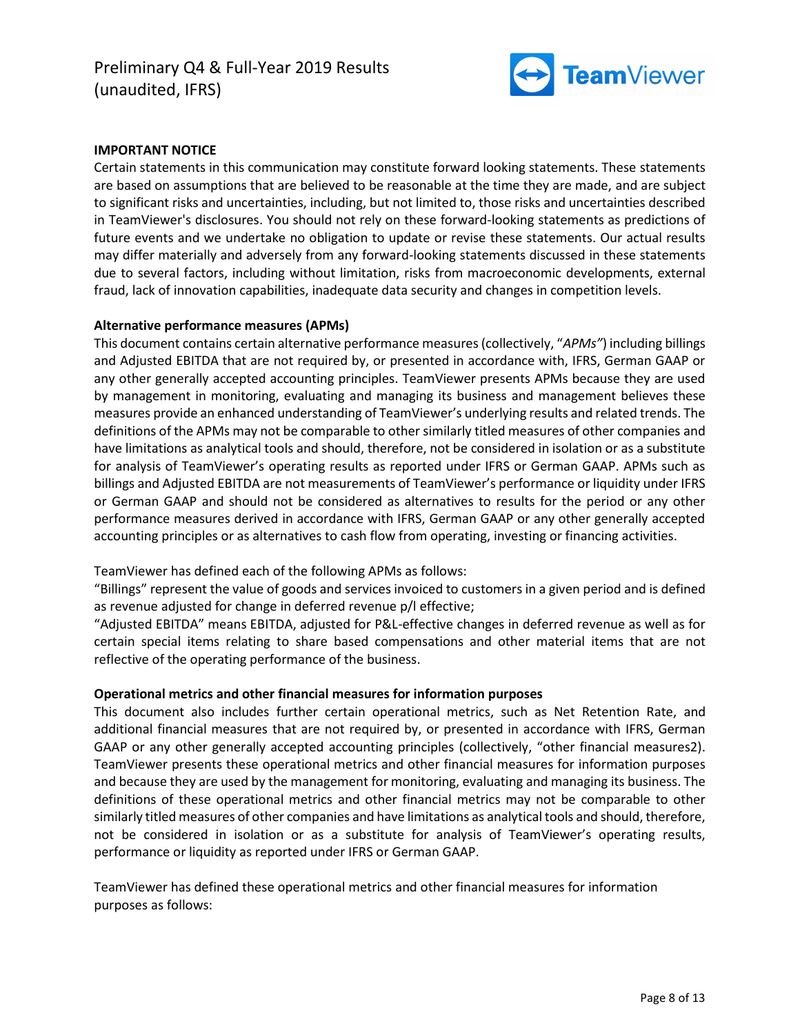**IMPORTANT NOTICE**

Certain statements in this communication may constitute forward looking statements. These statements are based on assumptions that are believed to be reasonable at the time they are made, and are subject to significant risks and uncertainties, including, but not limited to, those risks and uncertainties described in TeamViewer's disclosures. You should not rely on these forward-looking statements as predictions of future events and we undertake no obligation to update or revise these statements. Our actual results may differ materially and adversely from any forward-looking statements discussed in these statements due to several factors, including without limitation, risks from macroeconomic developments, external fraud, lack of innovation capabilities, inadequate data security and changes in competition levels.

**Alternative performance measures (APMs)**

This document contains certain alternative performance measures (collectively, "*APMs"*) including billings and Adjusted EBITDA that are not required by, or presented in accordance with, IFRS, German GAAP or any other generally accepted accounting principles. TeamViewer presents APMs because they are used by management in monitoring, evaluating and managing its business and management believes these measures provide an enhanced understanding of TeamViewer's underlying results and related trends. The definitions of the APMs may not be comparable to other similarly titled measures of other companies and have limitations as analytical tools and should, therefore, not be considered in isolation or as a substitute for analysis of TeamViewer's operating results as reported under IFRS or German GAAP. APMs such as billings and Adjusted EBITDA are not measurements of TeamViewer's performance or liquidity under IFRS or German GAAP and should not be considered as alternatives to results for the period or any other performance measures derived in accordance with IFRS, German GAAP or any other generally accepted accounting principles or as alternatives to cash flow from operating, investing or financing activities.

TeamViewer has defined each of the following APMs as follows:

"Billings" represent the value of goods and services invoiced to customers in a given period and is defined as revenue adjusted for change in deferred revenue p/l effective;

"Adjusted EBITDA" means EBITDA, adjusted for P&L-effective changes in deferred revenue as well as for certain special items relating to share based compensations and other material items that are not reflective of the operating performance of the business.

**Operational metrics and other financial measures for information purposes**

This document also includes further certain operational metrics, such as Net Retention Rate, and additional financial measures that are not required by, or presented in accordance with IFRS, German GAAP or any other generally accepted accounting principles (collectively, "other financial measures2). TeamViewer presents these operational metrics and other financial measures for information purposes and because they are used by the management for monitoring, evaluating and managing its business. The definitions of these operational metrics and other financial metrics may not be comparable to other similarly titled measures of other companies and have limitations as analytical tools and should, therefore, not be considered in isolation or as a substitute for analysis of TeamViewer's operating results, performance or liquidity as reported under IFRS or German GAAP.

TeamViewer has defined these operational metrics and other financial measures for information purposes as follows: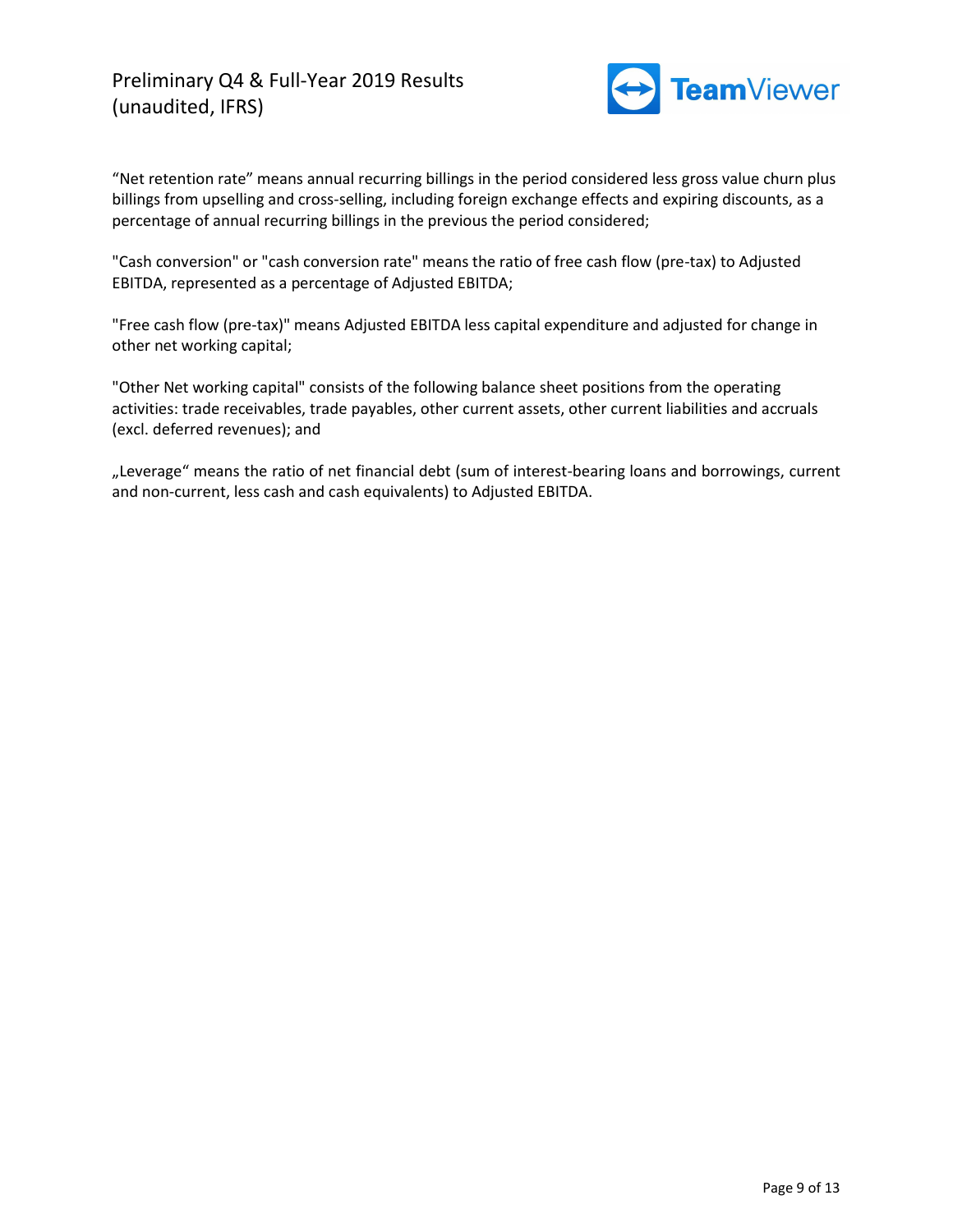“Net retention rate” means annual recurring billings in the period considered less gross value churn plus billings from upselling and cross-selling, including foreign exchange effects and expiring discounts, as a percentage of annual recurring billings in the previous the period considered;

"Cash conversion" or "cash conversion rate" means the ratio of free cash flow (pre-tax) to Adjusted EBITDA, represented as a percentage of Adjusted EBITDA;

"Free cash flow (pre-tax)" means Adjusted EBITDA less capital expenditure and adjusted for change in other net working capital;

"Other Net working capital" consists of the following balance sheet positions from the operating activities: trade receivables, trade payables, other current assets, other current liabilities and accruals (excl. deferred revenues); and

„Leverage“ means the ratio of net financial debt (sum of interest-bearing loans and borrowings, current and non-current, less cash and cash equivalents) to Adjusted EBITDA.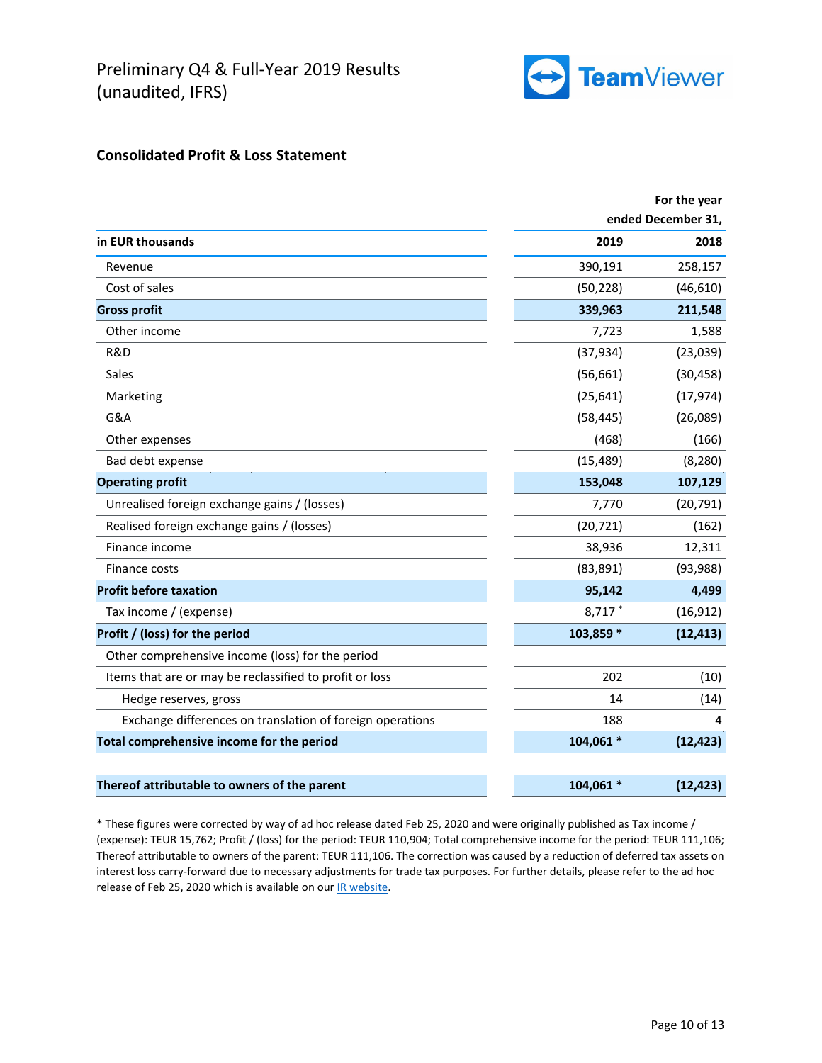Preliminary Q4 & Full-Year 2019 Results
(unaudited, IFRS)

## Consolidated Profit & Loss Statement

| in EUR thousands | For the year ended December 31, 2019 | 2018 |
|---|---|---|
| Revenue | 390,191 | 258,157 |
| Cost of sales | (50,228) | (46,610) |
| **Gross profit** | **339,963** | **211,548** |
| Other income | 7,723 | 1,588 |
| R&D | (37,934) | (23,039) |
| Sales | (56,661) | (30,458) |
| Marketing | (25,641) | (17,974) |
| G&A | (58,445) | (26,089) |
| Other expenses | (468) | (166) |
| Bad debt expense | (15,489) | (8,280) |
| **Operating profit** | **153,048** | **107,129** |
| Unrealised foreign exchange gains / (losses) | 7,770 | (20,791) |
| Realised foreign exchange gains / (losses) | (20,721) | (162) |
| Finance income | 38,936 | 12,311 |
| Finance costs | (83,891) | (93,988) |
| **Profit before taxation** | **95,142** | **4,499** |
| Tax income / (expense) | 8,717 * | (16,912) |
| **Profit / (loss) for the period** | **103,859 *** | **(12,413)** |
| Other comprehensive income (loss) for the period | | |
| Items that are or may be reclassified to profit or loss | 202 | (10) |
| Hedge reserves, gross | 14 | (14) |
| Exchange differences on translation of foreign operations | 188 | 4 |
| **Total comprehensive income for the period** | **104,061 *** | **(12,423)** |
| **Thereof attributable to owners of the parent** | **104,061 *** | **(12,423)** |

* These figures were corrected by way of ad hoc release dated Feb 25, 2020 and were originally published as Tax income / (expense): TEUR 15,762; Profit / (loss) for the period: TEUR 110,904; Total comprehensive income for the period: TEUR 111,106; Thereof attributable to owners of the parent: TEUR 111,106. The correction was caused by a reduction of deferred tax assets on interest loss carry-forward due to necessary adjustments for trade tax purposes. For further details, please refer to the ad hoc release of Feb 25, 2020 which is available on our IR website.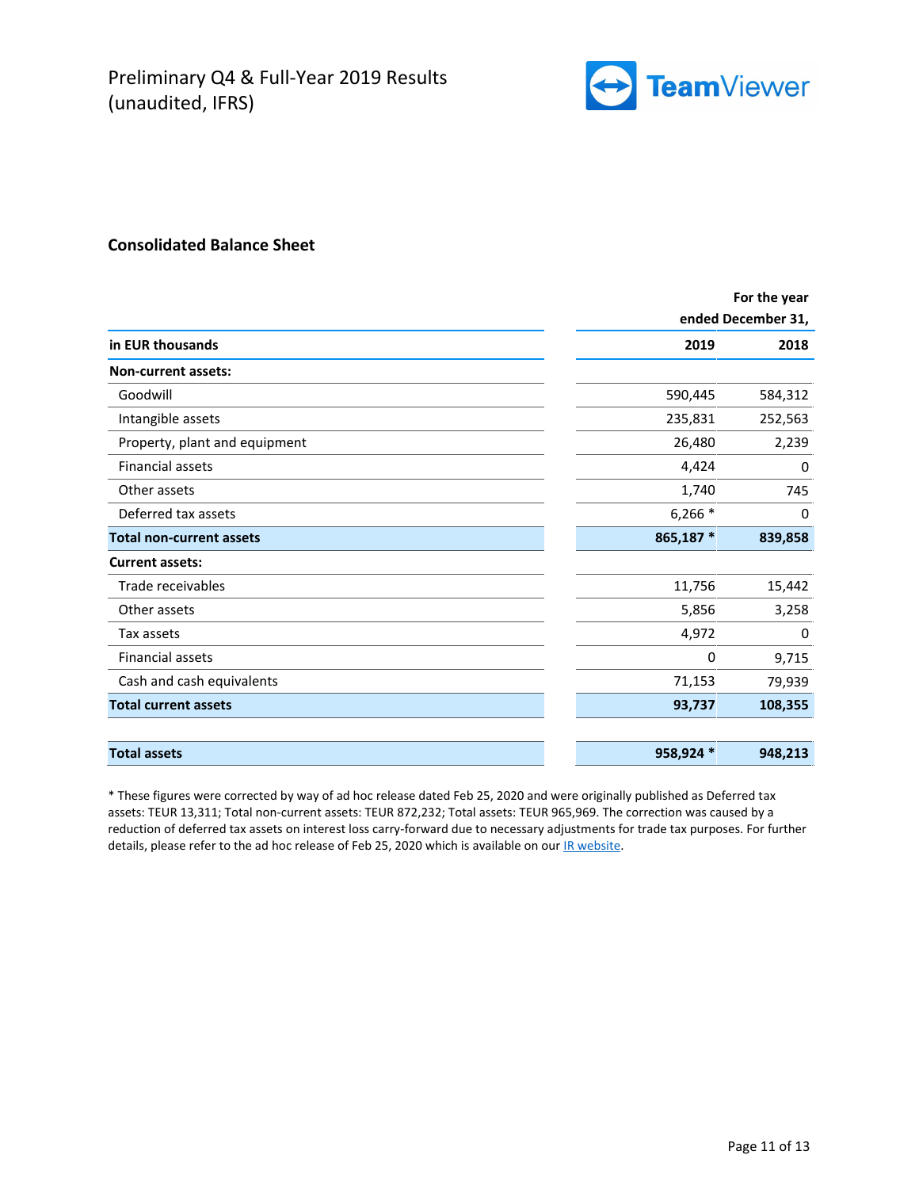## Consolidated Balance Sheet

| in EUR thousands | For the year ended December 31, 2019 | 2018 |
|---|---|---|
| **Non-current assets:** | | |
| Goodwill | 590,445 | 584,312 |
| Intangible assets | 235,831 | 252,563 |
| Property, plant and equipment | 26,480 | 2,239 |
| Financial assets | 4,424 | 0 |
| Other assets | 1,740 | 745 |
| Deferred tax assets | 6,266 * | 0 |
| **Total non-current assets** | **865,187 *** | **839,858** |
| **Current assets:** | | |
| Trade receivables | 11,756 | 15,442 |
| Other assets | 5,856 | 3,258 |
| Tax assets | 4,972 | 0 |
| Financial assets | 0 | 9,715 |
| Cash and cash equivalents | 71,153 | 79,939 |
| **Total current assets** | **93,737** | **108,355** |
| **Total assets** | **958,924 *** | **948,213** |

* These figures were corrected by way of ad hoc release dated Feb 25, 2020 and were originally published as Deferred tax assets: TEUR 13,311; Total non-current assets: TEUR 872,232; Total assets: TEUR 965,969. The correction was caused by a reduction of deferred tax assets on interest loss carry-forward due to necessary adjustments for trade tax purposes. For further details, please refer to the ad hoc release of Feb 25, 2020 which is available on our IR website.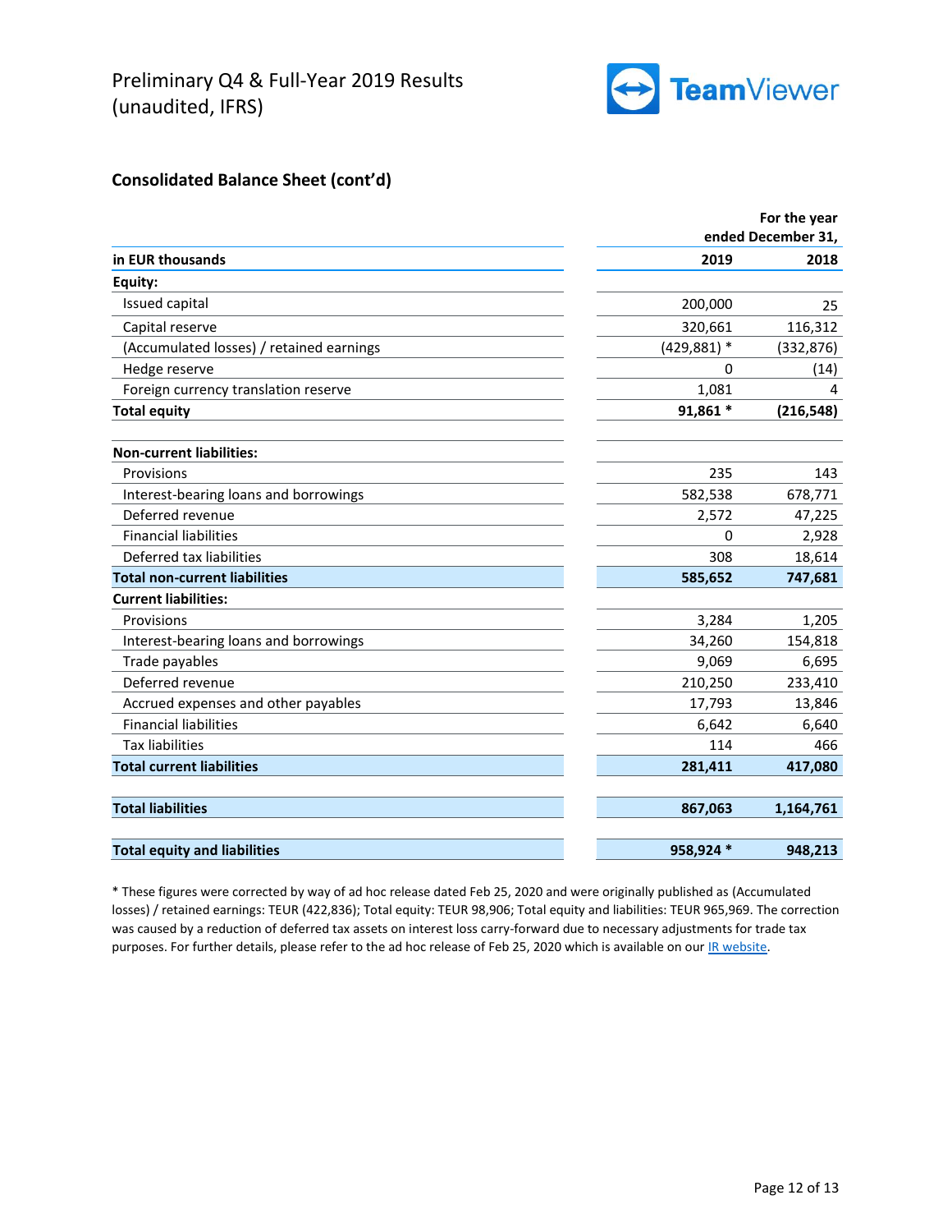## Consolidated Balance Sheet (cont'd)

| in EUR thousands | For the year ended December 31, 2019 | 2018 |
|---|---|---|
| **Equity:** | | |
| Issued capital | 200,000 | 25 |
| Capital reserve | 320,661 | 116,312 |
| (Accumulated losses) / retained earnings | (429,881) * | (332,876) |
| Hedge reserve | 0 | (14) |
| Foreign currency translation reserve | 1,081 | 4 |
| **Total equity** | **91,861 *** | **(216,548)** |
| | | |
| **Non-current liabilities:** | | |
| Provisions | 235 | 143 |
| Interest-bearing loans and borrowings | 582,538 | 678,771 |
| Deferred revenue | 2,572 | 47,225 |
| Financial liabilities | 0 | 2,928 |
| Deferred tax liabilities | 308 | 18,614 |
| **Total non-current liabilities** | **585,652** | **747,681** |
| **Current liabilities:** | | |
| Provisions | 3,284 | 1,205 |
| Interest-bearing loans and borrowings | 34,260 | 154,818 |
| Trade payables | 9,069 | 6,695 |
| Deferred revenue | 210,250 | 233,410 |
| Accrued expenses and other payables | 17,793 | 13,846 |
| Financial liabilities | 6,642 | 6,640 |
| Tax liabilities | 114 | 466 |
| **Total current liabilities** | **281,411** | **417,080** |
| | | |
| **Total liabilities** | **867,063** | **1,164,761** |
| | | |
| **Total equity and liabilities** | **958,924 *** | **948,213** |

* These figures were corrected by way of ad hoc release dated Feb 25, 2020 and were originally published as (Accumulated losses) / retained earnings: TEUR (422,836); Total equity: TEUR 98,906; Total equity and liabilities: TEUR 965,969. The correction was caused by a reduction of deferred tax assets on interest loss carry-forward due to necessary adjustments for trade tax purposes. For further details, please refer to the ad hoc release of Feb 25, 2020 which is available on our IR website.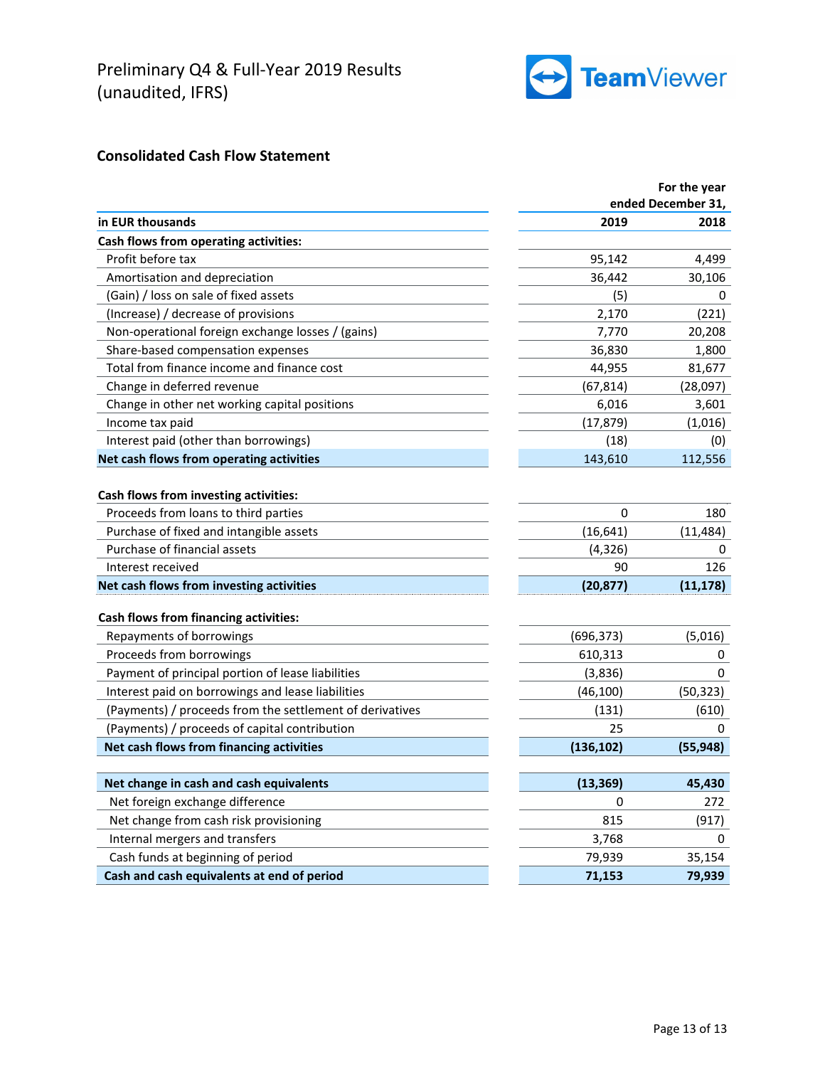Preliminary Q4 & Full-Year 2019 Results
(unaudited, IFRS)

TeamViewer

## Consolidated Cash Flow Statement

| in EUR thousands | For the year ended December 31, 2019 | 2018 |
|---|---|---|
| **Cash flows from operating activities:** | | |
| Profit before tax | 95,142 | 4,499 |
| Amortisation and depreciation | 36,442 | 30,106 |
| (Gain) / loss on sale of fixed assets | (5) | 0 |
| (Increase) / decrease of provisions | 2,170 | (221) |
| Non-operational foreign exchange losses / (gains) | 7,770 | 20,208 |
| Share-based compensation expenses | 36,830 | 1,800 |
| Total from finance income and finance cost | 44,955 | 81,677 |
| Change in deferred revenue | (67,814) | (28,097) |
| Change in other net working capital positions | 6,016 | 3,601 |
| Income tax paid | (17,879) | (1,016) |
| Interest paid (other than borrowings) | (18) | (0) |
| **Net cash flows from operating activities** | 143,610 | 112,556 |
| | | |
| **Cash flows from investing activities:** | | |
| Proceeds from loans to third parties | 0 | 180 |
| Purchase of fixed and intangible assets | (16,641) | (11,484) |
| Purchase of financial assets | (4,326) | 0 |
| Interest received | 90 | 126 |
| **Net cash flows from investing activities** | **(20,877)** | **(11,178)** |
| | | |
| **Cash flows from financing activities:** | | |
| Repayments of borrowings | (696,373) | (5,016) |
| Proceeds from borrowings | 610,313 | 0 |
| Payment of principal portion of lease liabilities | (3,836) | 0 |
| Interest paid on borrowings and lease liabilities | (46,100) | (50,323) |
| (Payments) / proceeds from the settlement of derivatives | (131) | (610) |
| (Payments) / proceeds of capital contribution | 25 | 0 |
| **Net cash flows from financing activities** | **(136,102)** | **(55,948)** |
| | | |
| **Net change in cash and cash equivalents** | **(13,369)** | **45,430** |
| Net foreign exchange difference | 0 | 272 |
| Net change from cash risk provisioning | 815 | (917) |
| Internal mergers and transfers | 3,768 | 0 |
| Cash funds at beginning of period | 79,939 | 35,154 |
| **Cash and cash equivalents at end of period** | **71,153** | **79,939** |